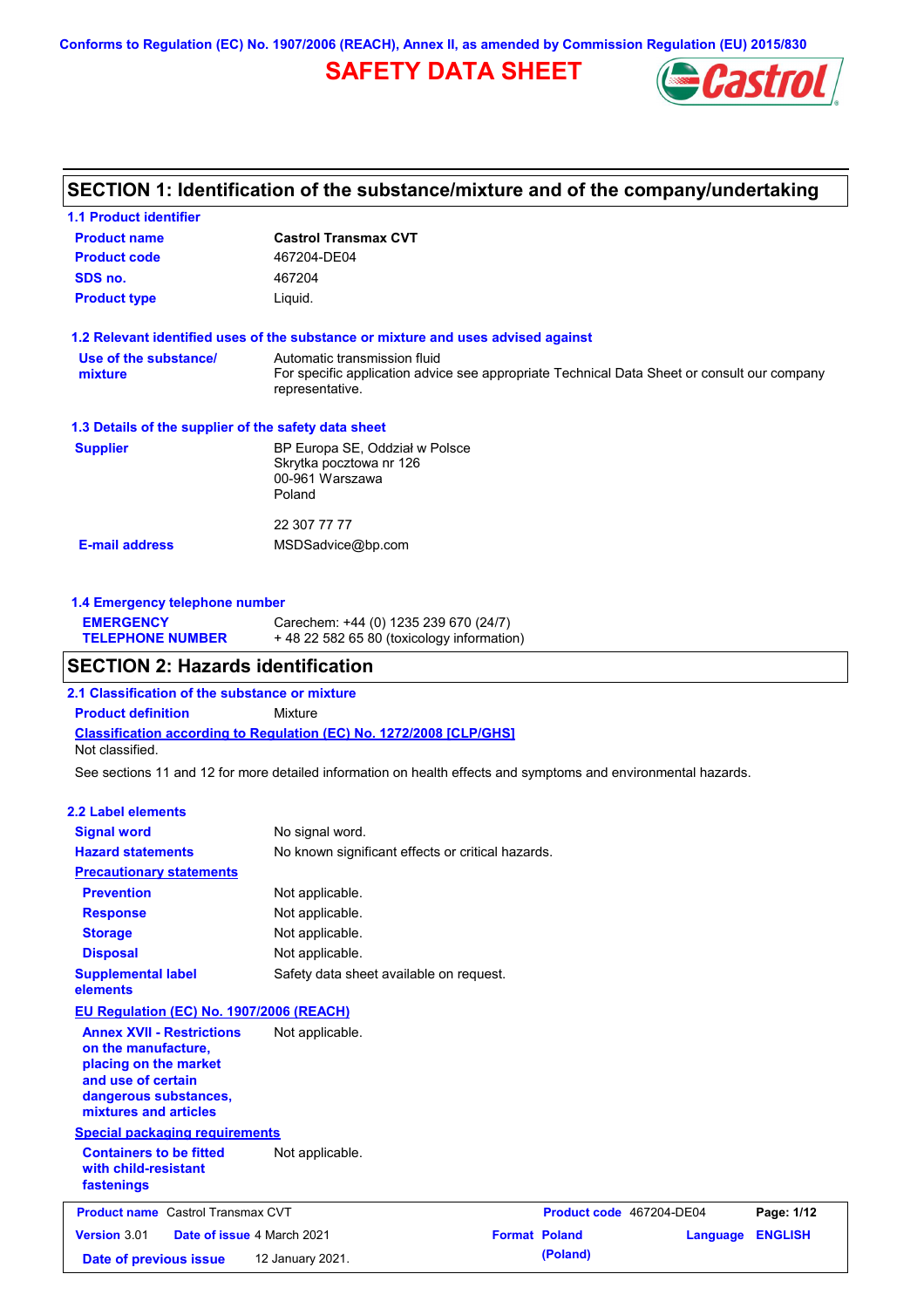Conforms to Regulation (EC) No. 1907/2006 (REACH), Annex II, as amended by Commission Regulation (EU) 2015/830

# SAFETY DATA SHEET

## SECTION 1: Identification of the substance/mixture and of the company/undertaking

### 1.1 Product identifier

| | |
|---|---|
| **Product name** | **Castrol Transmax CVT** |
| **Product code** | 467204-DE04 |
| **SDS no.** | 467204 |
| **Product type** | Liquid. |

### 1.2 Relevant identified uses of the substance or mixture and uses advised against

| | |
|---|---|
| **Use of the substance/ mixture** | Automatic transmission fluid<br>For specific application advice see appropriate Technical Data Sheet or consult our company representative. |

### 1.3 Details of the supplier of the safety data sheet

| | |
|---|---|
| **Supplier** | BP Europa SE, Oddział w Polsce<br>Skrytka pocztowa nr 126<br>00-961 Warszawa<br>Poland<br><br>22 307 77 77 |
| **E-mail address** | MSDSadvice@bp.com |

### 1.4 Emergency telephone number

| | |
|---|---|
| **EMERGENCY TELEPHONE NUMBER** | Carechem: +44 (0) 1235 239 670 (24/7)<br>+ 48 22 582 65 80 (toxicology information) |

## SECTION 2: Hazards identification

### 2.1 Classification of the substance or mixture

**Product definition** Mixture

**Classification according to Regulation (EC) No. 1272/2008 [CLP/GHS]**

Not classified.

See sections 11 and 12 for more detailed information on health effects and symptoms and environmental hazards.

### 2.2 Label elements

| | |
|---|---|
| **Signal word** | No signal word. |
| **Hazard statements** | No known significant effects or critical hazards. |

**Precautionary statements**

| | |
|---|---|
| **Prevention** | Not applicable. |
| **Response** | Not applicable. |
| **Storage** | Not applicable. |
| **Disposal** | Not applicable. |
| **Supplemental label elements** | Safety data sheet available on request. |

**EU Regulation (EC) No. 1907/2006 (REACH)**

| | |
|---|---|
| **Annex XVII - Restrictions on the manufacture, placing on the market and use of certain dangerous substances, mixtures and articles** | Not applicable. |

**Special packaging requirements**

| | |
|---|---|
| **Containers to be fitted with child-resistant fastenings** | Not applicable. |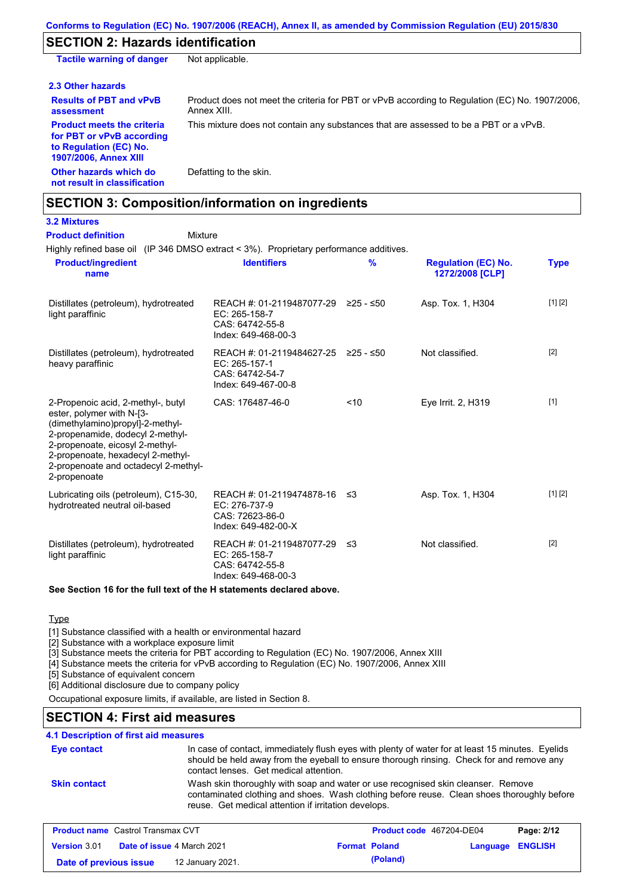## SECTION 2: Hazards identification

**Tactile warning of danger** Not applicable.

### 2.3 Other hazards

**Results of PBT and vPvB assessment** Product does not meet the criteria for PBT or vPvB according to Regulation (EC) No. 1907/2006, Annex XIII.

**Product meets the criteria for PBT or vPvB according to Regulation (EC) No. 1907/2006, Annex XIII** This mixture does not contain any substances that are assessed to be a PBT or a vPvB.

**Other hazards which do not result in classification** Defatting to the skin.

## SECTION 3: Composition/information on ingredients

### 3.2 Mixtures

**Product definition** Mixture

Highly refined base oil (IP 346 DMSO extract < 3%). Proprietary performance additives.

| Product/ingredient name | Identifiers | % | Regulation (EC) No. 1272/2008 [CLP] | Type |
|---|---|---|---|---|
| Distillates (petroleum), hydrotreated light paraffinic | REACH #: 01-2119487077-29<br>EC: 265-158-7<br>CAS: 64742-55-8<br>Index: 649-468-00-3 | ≥25 - ≤50 | Asp. Tox. 1, H304 | [1] [2] |
| Distillates (petroleum), hydrotreated heavy paraffinic | REACH #: 01-2119484627-25<br>EC: 265-157-1<br>CAS: 64742-54-7<br>Index: 649-467-00-8 | ≥25 - ≤50 | Not classified. | [2] |
| 2-Propenoic acid, 2-methyl-, butyl ester, polymer with N-[3-(dimethylamino)propyl]-2-methyl-2-propenamide, dodecyl 2-methyl-2-propenoate, eicosyl 2-methyl-2-propenoate, hexadecyl 2-methyl-2-propenoate and octadecyl 2-methyl-2-propenoate | CAS: 176487-46-0 | <10 | Eye Irrit. 2, H319 | [1] |
| Lubricating oils (petroleum), C15-30, hydrotreated neutral oil-based | REACH #: 01-2119474878-16<br>EC: 276-737-9<br>CAS: 72623-86-0<br>Index: 649-482-00-X | ≤3 | Asp. Tox. 1, H304 | [1] [2] |
| Distillates (petroleum), hydrotreated light paraffinic | REACH #: 01-2119487077-29<br>EC: 265-158-7<br>CAS: 64742-55-8<br>Index: 649-468-00-3 | ≤3 | Not classified. | [2] |

**See Section 16 for the full text of the H statements declared above.**

Type

[1] Substance classified with a health or environmental hazard
[2] Substance with a workplace exposure limit
[3] Substance meets the criteria for PBT according to Regulation (EC) No. 1907/2006, Annex XIII
[4] Substance meets the criteria for vPvB according to Regulation (EC) No. 1907/2006, Annex XIII
[5] Substance of equivalent concern
[6] Additional disclosure due to company policy

Occupational exposure limits, if available, are listed in Section 8.

## SECTION 4: First aid measures

### 4.1 Description of first aid measures

**Eye contact** In case of contact, immediately flush eyes with plenty of water for at least 15 minutes. Eyelids should be held away from the eyeball to ensure thorough rinsing. Check for and remove any contact lenses. Get medical attention.

**Skin contact** Wash skin thoroughly with soap and water or use recognised skin cleanser. Remove contaminated clothing and shoes. Wash clothing before reuse. Clean shoes thoroughly before reuse. Get medical attention if irritation develops.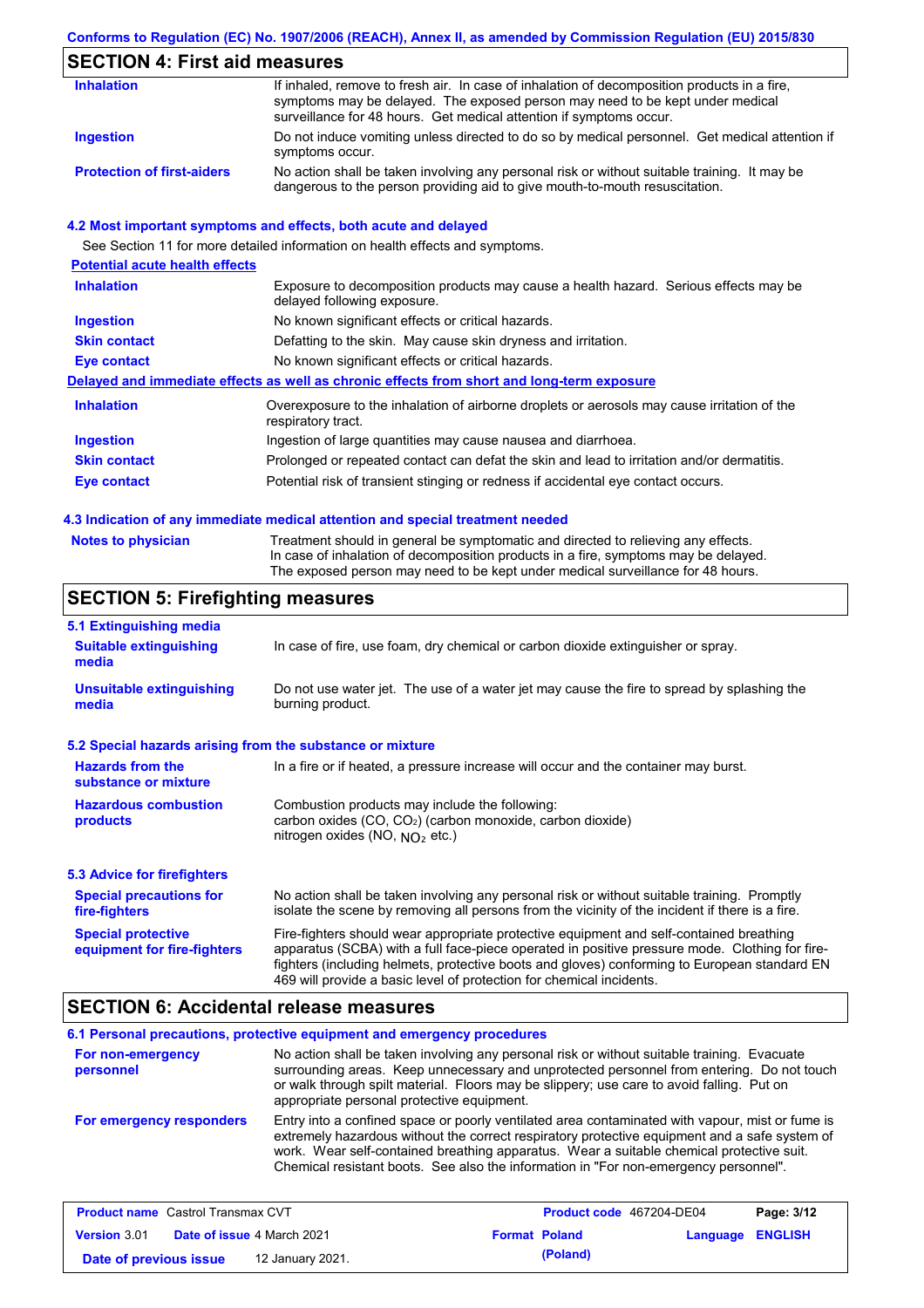## SECTION 4: First aid measures

| | |
|---|---|
| **Inhalation** | If inhaled, remove to fresh air. In case of inhalation of decomposition products in a fire, symptoms may be delayed. The exposed person may need to be kept under medical surveillance for 48 hours. Get medical attention if symptoms occur. |
| **Ingestion** | Do not induce vomiting unless directed to do so by medical personnel. Get medical attention if symptoms occur. |
| **Protection of first-aiders** | No action shall be taken involving any personal risk or without suitable training. It may be dangerous to the person providing aid to give mouth-to-mouth resuscitation. |

### 4.2 Most important symptoms and effects, both acute and delayed

See Section 11 for more detailed information on health effects and symptoms.

**Potential acute health effects**

| | |
|---|---|
| **Inhalation** | Exposure to decomposition products may cause a health hazard. Serious effects may be delayed following exposure. |
| **Ingestion** | No known significant effects or critical hazards. |
| **Skin contact** | Defatting to the skin. May cause skin dryness and irritation. |
| **Eye contact** | No known significant effects or critical hazards. |

**Delayed and immediate effects as well as chronic effects from short and long-term exposure**

| | |
|---|---|
| **Inhalation** | Overexposure to the inhalation of airborne droplets or aerosols may cause irritation of the respiratory tract. |
| **Ingestion** | Ingestion of large quantities may cause nausea and diarrhoea. |
| **Skin contact** | Prolonged or repeated contact can defat the skin and lead to irritation and/or dermatitis. |
| **Eye contact** | Potential risk of transient stinging or redness if accidental eye contact occurs. |

### 4.3 Indication of any immediate medical attention and special treatment needed

| | |
|---|---|
| **Notes to physician** | Treatment should in general be symptomatic and directed to relieving any effects. In case of inhalation of decomposition products in a fire, symptoms may be delayed. The exposed person may need to be kept under medical surveillance for 48 hours. |

## SECTION 5: Firefighting measures

### 5.1 Extinguishing media

| | |
|---|---|
| **Suitable extinguishing media** | In case of fire, use foam, dry chemical or carbon dioxide extinguisher or spray. |
| **Unsuitable extinguishing media** | Do not use water jet. The use of a water jet may cause the fire to spread by splashing the burning product. |

### 5.2 Special hazards arising from the substance or mixture

| | |
|---|---|
| **Hazards from the substance or mixture** | In a fire or if heated, a pressure increase will occur and the container may burst. |
| **Hazardous combustion products** | Combustion products may include the following: carbon oxides (CO, $CO_2$) (carbon monoxide, carbon dioxide) nitrogen oxides (NO, $NO_2$ etc.) |

### 5.3 Advice for firefighters

| | |
|---|---|
| **Special precautions for fire-fighters** | No action shall be taken involving any personal risk or without suitable training. Promptly isolate the scene by removing all persons from the vicinity of the incident if there is a fire. |
| **Special protective equipment for fire-fighters** | Fire-fighters should wear appropriate protective equipment and self-contained breathing apparatus (SCBA) with a full face-piece operated in positive pressure mode. Clothing for fire-fighters (including helmets, protective boots and gloves) conforming to European standard EN 469 will provide a basic level of protection for chemical incidents. |

## SECTION 6: Accidental release measures

### 6.1 Personal precautions, protective equipment and emergency procedures

| | |
|---|---|
| **For non-emergency personnel** | No action shall be taken involving any personal risk or without suitable training. Evacuate surrounding areas. Keep unnecessary and unprotected personnel from entering. Do not touch or walk through spilt material. Floors may be slippery; use care to avoid falling. Put on appropriate personal protective equipment. |
| **For emergency responders** | Entry into a confined space or poorly ventilated area contaminated with vapour, mist or fume is extremely hazardous without the correct respiratory protective equipment and a safe system of work. Wear self-contained breathing apparatus. Wear a suitable chemical protective suit. Chemical resistant boots. See also the information in "For non-emergency personnel". |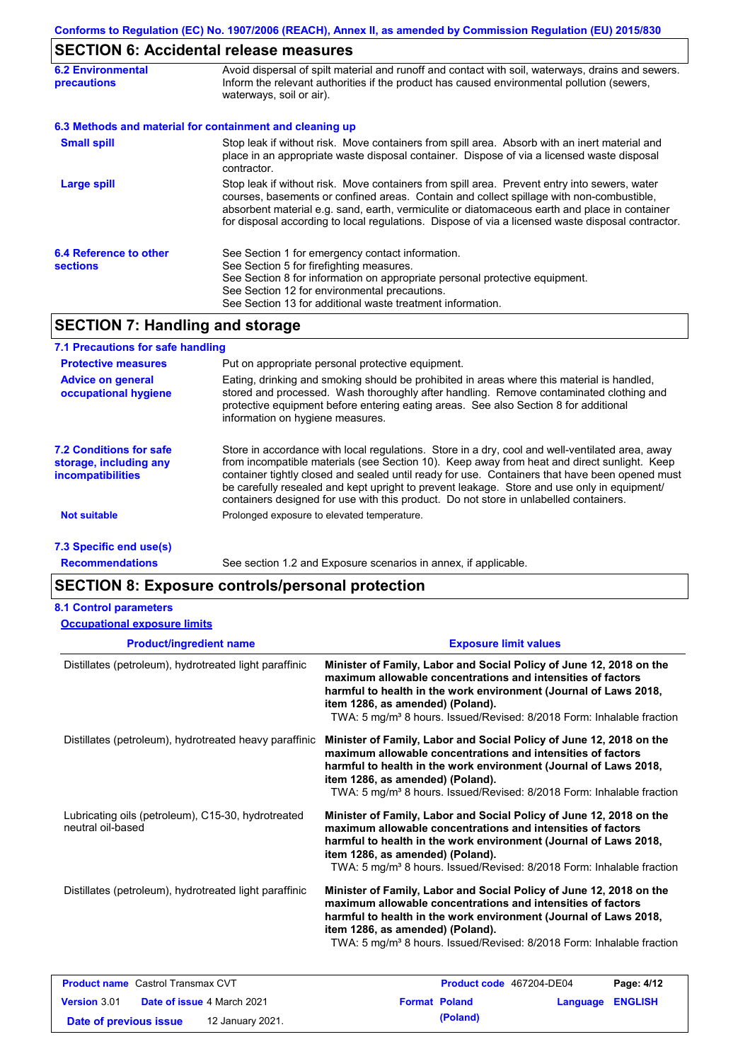## SECTION 6: Accidental release measures

**6.2 Environmental precautions**

Avoid dispersal of spilt material and runoff and contact with soil, waterways, drains and sewers. Inform the relevant authorities if the product has caused environmental pollution (sewers, waterways, soil or air).

**6.3 Methods and material for containment and cleaning up**

**Small spill**

Stop leak if without risk. Move containers from spill area. Absorb with an inert material and place in an appropriate waste disposal container. Dispose of via a licensed waste disposal contractor.

**Large spill**

Stop leak if without risk. Move containers from spill area. Prevent entry into sewers, water courses, basements or confined areas. Contain and collect spillage with non-combustible, absorbent material e.g. sand, earth, vermiculite or diatomaceous earth and place in container for disposal according to local regulations. Dispose of via a licensed waste disposal contractor.

**6.4 Reference to other sections**

See Section 1 for emergency contact information.
See Section 5 for firefighting measures.
See Section 8 for information on appropriate personal protective equipment.
See Section 12 for environmental precautions.
See Section 13 for additional waste treatment information.

## SECTION 7: Handling and storage

**7.1 Precautions for safe handling**

**Protective measures**

Put on appropriate personal protective equipment.

**Advice on general occupational hygiene**

Eating, drinking and smoking should be prohibited in areas where this material is handled, stored and processed. Wash thoroughly after handling. Remove contaminated clothing and protective equipment before entering eating areas. See also Section 8 for additional information on hygiene measures.

**7.2 Conditions for safe storage, including any incompatibilities**

Store in accordance with local regulations. Store in a dry, cool and well-ventilated area, away from incompatible materials (see Section 10). Keep away from heat and direct sunlight. Keep container tightly closed and sealed until ready for use. Containers that have been opened must be carefully resealed and kept upright to prevent leakage. Store and use only in equipment/containers designed for use with this product. Do not store in unlabelled containers.

**Not suitable**

Prolonged exposure to elevated temperature.

**7.3 Specific end use(s)**

**Recommendations**

See section 1.2 and Exposure scenarios in annex, if applicable.

## SECTION 8: Exposure controls/personal protection

**8.1 Control parameters**

**Occupational exposure limits**

| Product/ingredient name | Exposure limit values |
|---|---|
| Distillates (petroleum), hydrotreated light paraffinic | **Minister of Family, Labor and Social Policy of June 12, 2018 on the maximum allowable concentrations and intensities of factors harmful to health in the work environment (Journal of Laws 2018, item 1286, as amended) (Poland).** TWA: 5 mg/m³ 8 hours. Issued/Revised: 8/2018 Form: Inhalable fraction |
| Distillates (petroleum), hydrotreated heavy paraffinic | **Minister of Family, Labor and Social Policy of June 12, 2018 on the maximum allowable concentrations and intensities of factors harmful to health in the work environment (Journal of Laws 2018, item 1286, as amended) (Poland).** TWA: 5 mg/m³ 8 hours. Issued/Revised: 8/2018 Form: Inhalable fraction |
| Lubricating oils (petroleum), C15-30, hydrotreated neutral oil-based | **Minister of Family, Labor and Social Policy of June 12, 2018 on the maximum allowable concentrations and intensities of factors harmful to health in the work environment (Journal of Laws 2018, item 1286, as amended) (Poland).** TWA: 5 mg/m³ 8 hours. Issued/Revised: 8/2018 Form: Inhalable fraction |
| Distillates (petroleum), hydrotreated light paraffinic | **Minister of Family, Labor and Social Policy of June 12, 2018 on the maximum allowable concentrations and intensities of factors harmful to health in the work environment (Journal of Laws 2018, item 1286, as amended) (Poland).** TWA: 5 mg/m³ 8 hours. Issued/Revised: 8/2018 Form: Inhalable fraction |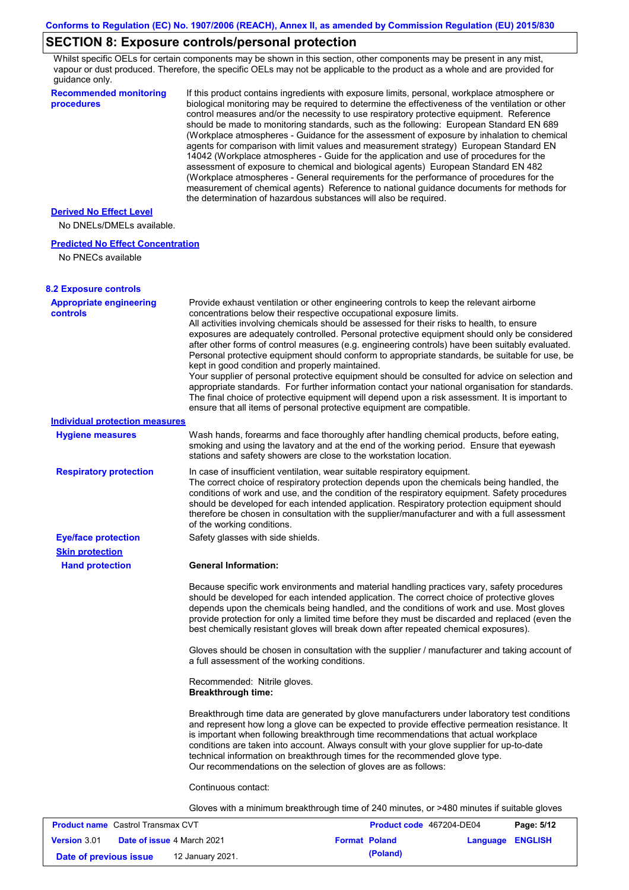## SECTION 8: Exposure controls/personal protection

Whilst specific OELs for certain components may be shown in this section, other components may be present in any mist, vapour or dust produced. Therefore, the specific OELs may not be applicable to the product as a whole and are provided for guidance only.

**Recommended monitoring procedures**

If this product contains ingredients with exposure limits, personal, workplace atmosphere or biological monitoring may be required to determine the effectiveness of the ventilation or other control measures and/or the necessity to use respiratory protective equipment. Reference should be made to monitoring standards, such as the following: European Standard EN 689 (Workplace atmospheres - Guidance for the assessment of exposure by inhalation to chemical agents for comparison with limit values and measurement strategy) European Standard EN 14042 (Workplace atmospheres - Guide for the application and use of procedures for the assessment of exposure to chemical and biological agents) European Standard EN 482 (Workplace atmospheres - General requirements for the performance of procedures for the measurement of chemical agents) Reference to national guidance documents for methods for the determination of hazardous substances will also be required.

**Derived No Effect Level**

No DNELs/DMELs available.

**Predicted No Effect Concentration**

No PNECs available

### 8.2 Exposure controls

**Appropriate engineering controls**

Provide exhaust ventilation or other engineering controls to keep the relevant airborne concentrations below their respective occupational exposure limits.
All activities involving chemicals should be assessed for their risks to health, to ensure exposures are adequately controlled. Personal protective equipment should only be considered after other forms of control measures (e.g. engineering controls) have been suitably evaluated. Personal protective equipment should conform to appropriate standards, be suitable for use, be kept in good condition and properly maintained.
Your supplier of personal protective equipment should be consulted for advice on selection and appropriate standards. For further information contact your national organisation for standards. The final choice of protective equipment will depend upon a risk assessment. It is important to ensure that all items of personal protective equipment are compatible.

**Individual protection measures**

**Hygiene measures**

Wash hands, forearms and face thoroughly after handling chemical products, before eating, smoking and using the lavatory and at the end of the working period. Ensure that eyewash stations and safety showers are close to the workstation location.

**Respiratory protection**

In case of insufficient ventilation, wear suitable respiratory equipment.
The correct choice of respiratory protection depends upon the chemicals being handled, the conditions of work and use, and the condition of the respiratory equipment. Safety procedures should be developed for each intended application. Respiratory protection equipment should therefore be chosen in consultation with the supplier/manufacturer and with a full assessment of the working conditions.

**Eye/face protection**

Safety glasses with side shields.

**Skin protection**

**Hand protection**

**General Information:**

Because specific work environments and material handling practices vary, safety procedures should be developed for each intended application. The correct choice of protective gloves depends upon the chemicals being handled, and the conditions of work and use. Most gloves provide protection for only a limited time before they must be discarded and replaced (even the best chemically resistant gloves will break down after repeated chemical exposures).

Gloves should be chosen in consultation with the supplier / manufacturer and taking account of a full assessment of the working conditions.

Recommended: Nitrile gloves.
**Breakthrough time:**

Breakthrough time data are generated by glove manufacturers under laboratory test conditions and represent how long a glove can be expected to provide effective permeation resistance. It is important when following breakthrough time recommendations that actual workplace conditions are taken into account. Always consult with your glove supplier for up-to-date technical information on breakthrough times for the recommended glove type.
Our recommendations on the selection of gloves are as follows:

Continuous contact:

Gloves with a minimum breakthrough time of 240 minutes, or >480 minutes if suitable gloves

| Product name Castrol Transmax CVT | Product code 467204-DE04 | Page: 5/12 |
|---|---|---|
| Version 3.01 Date of issue 4 March 2021 | Format Poland (Poland) | Language ENGLISH |
| Date of previous issue 12 January 2021. | | |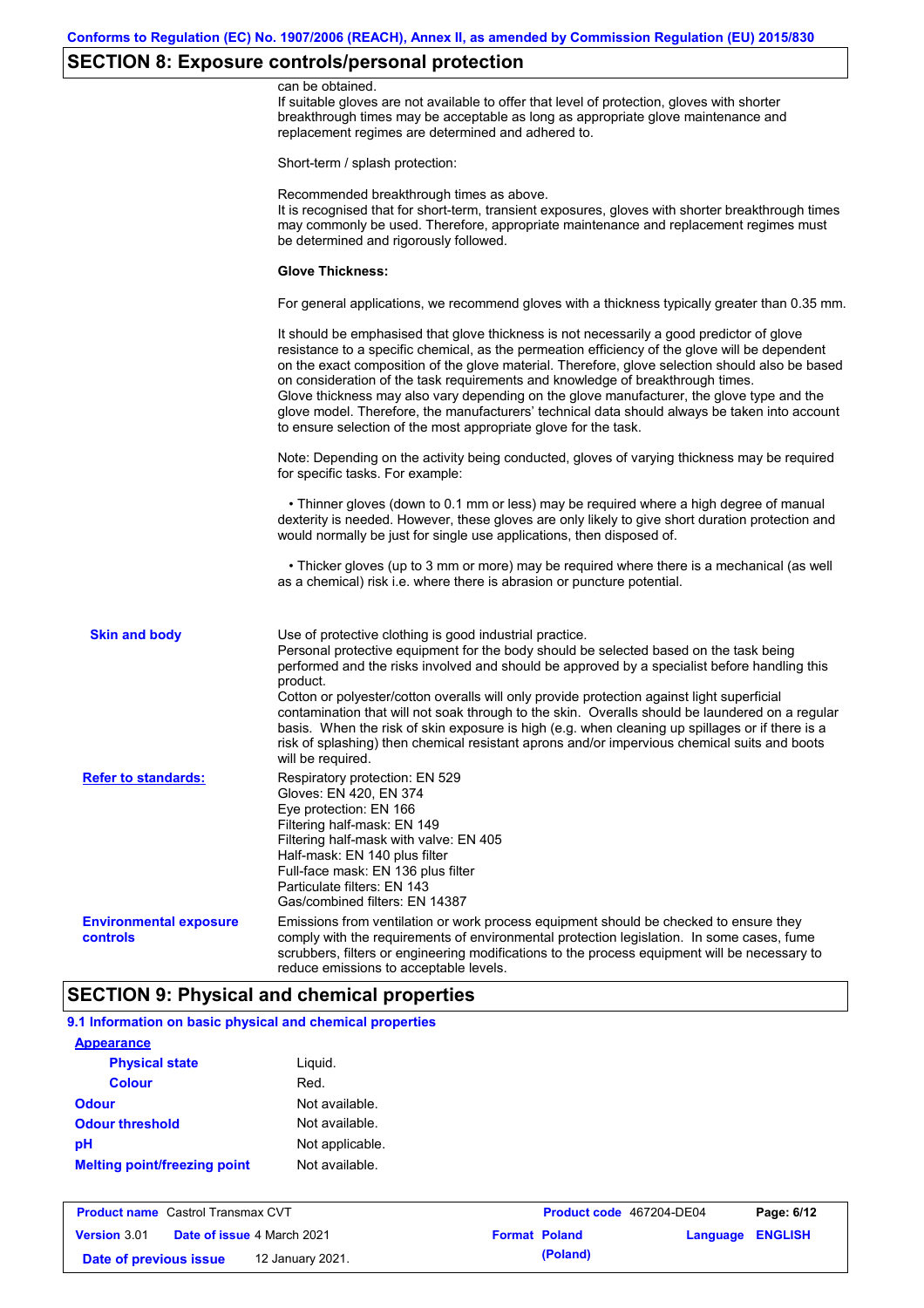## SECTION 8: Exposure controls/personal protection

can be obtained.
If suitable gloves are not available to offer that level of protection, gloves with shorter breakthrough times may be acceptable as long as appropriate glove maintenance and replacement regimes are determined and adhered to.

Short-term / splash protection:

Recommended breakthrough times as above.
It is recognised that for short-term, transient exposures, gloves with shorter breakthrough times may commonly be used. Therefore, appropriate maintenance and replacement regimes must be determined and rigorously followed.

**Glove Thickness:**

For general applications, we recommend gloves with a thickness typically greater than 0.35 mm.

It should be emphasised that glove thickness is not necessarily a good predictor of glove resistance to a specific chemical, as the permeation efficiency of the glove will be dependent on the exact composition of the glove material. Therefore, glove selection should also be based on consideration of the task requirements and knowledge of breakthrough times.
Glove thickness may also vary depending on the glove manufacturer, the glove type and the glove model. Therefore, the manufacturers' technical data should always be taken into account to ensure selection of the most appropriate glove for the task.

Note: Depending on the activity being conducted, gloves of varying thickness may be required for specific tasks. For example:

- Thinner gloves (down to 0.1 mm or less) may be required where a high degree of manual dexterity is needed. However, these gloves are only likely to give short duration protection and would normally be just for single use applications, then disposed of.

- Thicker gloves (up to 3 mm or more) may be required where there is a mechanical (as well as a chemical) risk i.e. where there is abrasion or puncture potential.

**Skin and body**

Use of protective clothing is good industrial practice.
Personal protective equipment for the body should be selected based on the task being performed and the risks involved and should be approved by a specialist before handling this product.
Cotton or polyester/cotton overalls will only provide protection against light superficial contamination that will not soak through to the skin. Overalls should be laundered on a regular basis. When the risk of skin exposure is high (e.g. when cleaning up spillages or if there is a risk of splashing) then chemical resistant aprons and/or impervious chemical suits and boots will be required.

**Refer to standards:**

Respiratory protection: EN 529
Gloves: EN 420, EN 374
Eye protection: EN 166
Filtering half-mask: EN 149
Filtering half-mask with valve: EN 405
Half-mask: EN 140 plus filter
Full-face mask: EN 136 plus filter
Particulate filters: EN 143
Gas/combined filters: EN 14387

**Environmental exposure controls**

Emissions from ventilation or work process equipment should be checked to ensure they comply with the requirements of environmental protection legislation. In some cases, fume scrubbers, filters or engineering modifications to the process equipment will be necessary to reduce emissions to acceptable levels.

## SECTION 9: Physical and chemical properties

### 9.1 Information on basic physical and chemical properties

**Appearance**

| | |
|---|---|
| **Physical state** | Liquid. |
| **Colour** | Red. |
| **Odour** | Not available. |
| **Odour threshold** | Not available. |
| **pH** | Not applicable. |
| **Melting point/freezing point** | Not available. |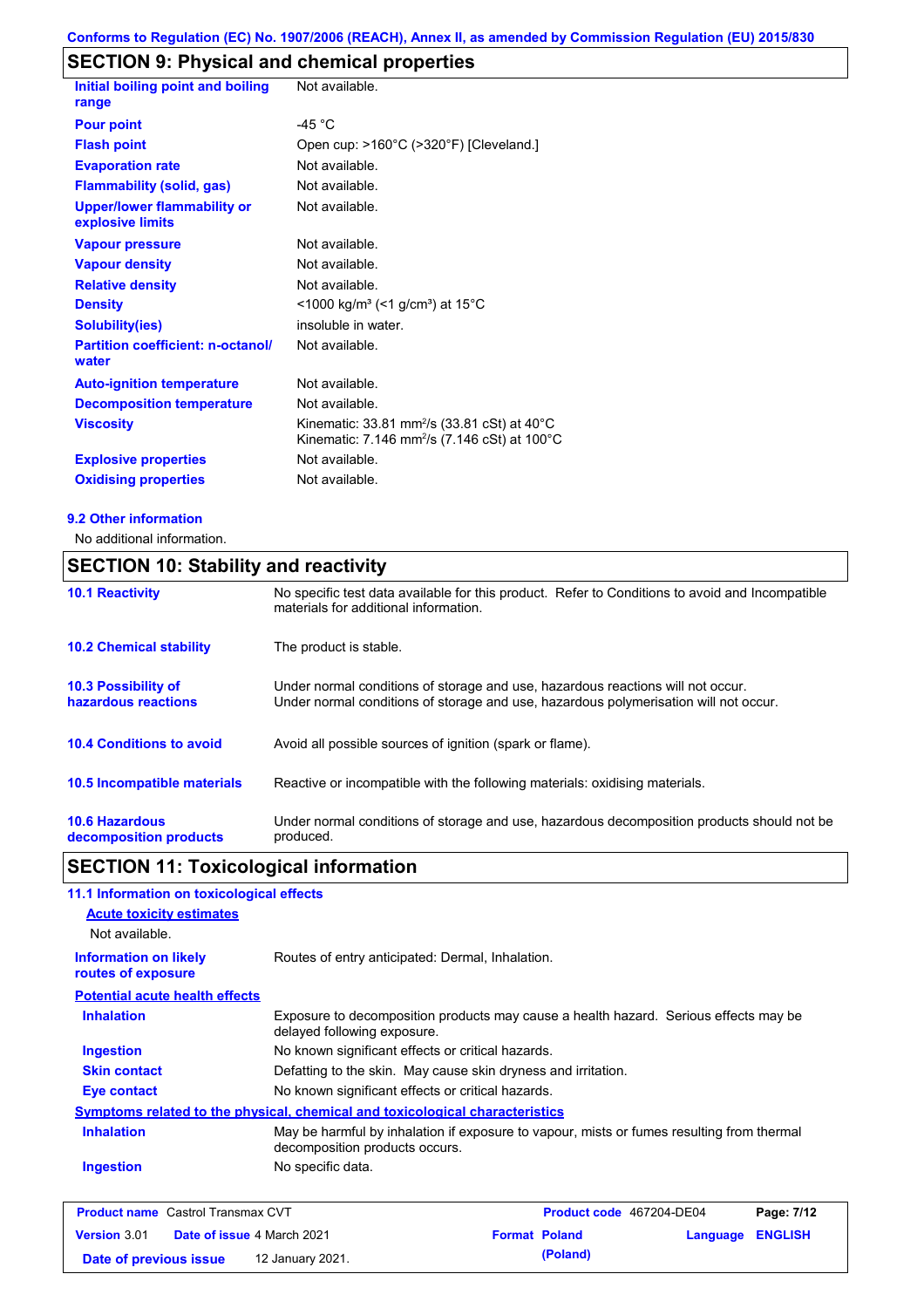## SECTION 9: Physical and chemical properties

| | |
|---|---|
| **Initial boiling point and boiling range** | Not available. |
| **Pour point** | -45 °C |
| **Flash point** | Open cup: >160°C (>320°F) [Cleveland.] |
| **Evaporation rate** | Not available. |
| **Flammability (solid, gas)** | Not available. |
| **Upper/lower flammability or explosive limits** | Not available. |
| **Vapour pressure** | Not available. |
| **Vapour density** | Not available. |
| **Relative density** | Not available. |
| **Density** | <1000 kg/m³ (<1 g/cm³) at 15°C |
| **Solubility(ies)** | insoluble in water. |
| **Partition coefficient: n-octanol/ water** | Not available. |
| **Auto-ignition temperature** | Not available. |
| **Decomposition temperature** | Not available. |
| **Viscosity** | Kinematic: 33.81 mm²/s (33.81 cSt) at 40°C<br>Kinematic: 7.146 mm²/s (7.146 cSt) at 100°C |
| **Explosive properties** | Not available. |
| **Oxidising properties** | Not available. |

### 9.2 Other information

No additional information.

## SECTION 10: Stability and reactivity

| | |
|---|---|
| **10.1 Reactivity** | No specific test data available for this product. Refer to Conditions to avoid and Incompatible materials for additional information. |
| **10.2 Chemical stability** | The product is stable. |
| **10.3 Possibility of hazardous reactions** | Under normal conditions of storage and use, hazardous reactions will not occur.<br>Under normal conditions of storage and use, hazardous polymerisation will not occur. |
| **10.4 Conditions to avoid** | Avoid all possible sources of ignition (spark or flame). |
| **10.5 Incompatible materials** | Reactive or incompatible with the following materials: oxidising materials. |
| **10.6 Hazardous decomposition products** | Under normal conditions of storage and use, hazardous decomposition products should not be produced. |

## SECTION 11: Toxicological information

### 11.1 Information on toxicological effects

**Acute toxicity estimates**

Not available.

| | |
|---|---|
| **Information on likely routes of exposure** | Routes of entry anticipated: Dermal, Inhalation. |

**Potential acute health effects**

| | |
|---|---|
| **Inhalation** | Exposure to decomposition products may cause a health hazard. Serious effects may be delayed following exposure. |
| **Ingestion** | No known significant effects or critical hazards. |
| **Skin contact** | Defatting to the skin. May cause skin dryness and irritation. |
| **Eye contact** | No known significant effects or critical hazards. |

**Symptoms related to the physical, chemical and toxicological characteristics**

| | |
|---|---|
| **Inhalation** | May be harmful by inhalation if exposure to vapour, mists or fumes resulting from thermal decomposition products occurs. |
| **Ingestion** | No specific data. |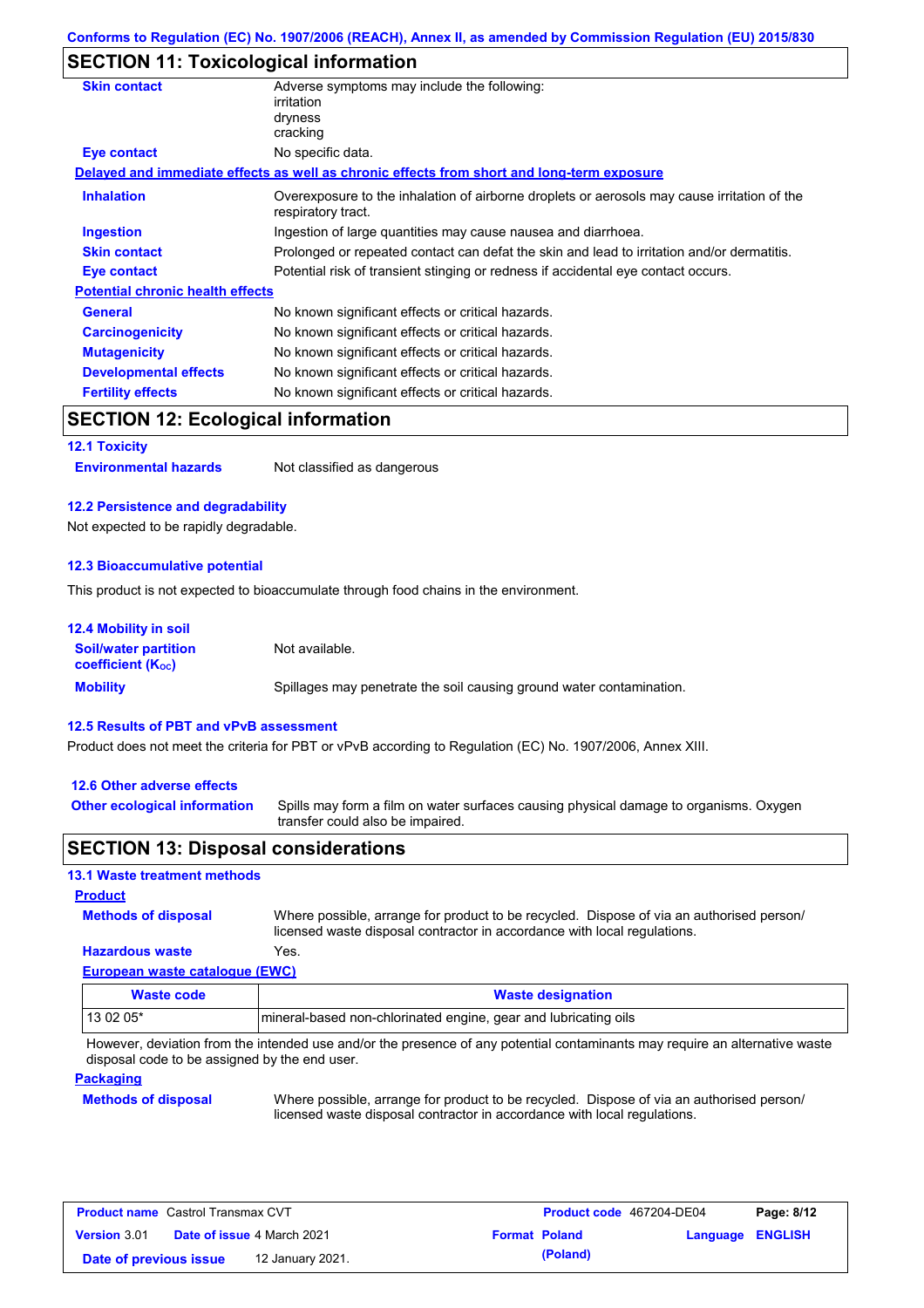Conforms to Regulation (EC) No. 1907/2006 (REACH), Annex II, as amended by Commission Regulation (EU) 2015/830

## SECTION 11: Toxicological information

**Skin contact**: Adverse symptoms may include the following:
irritation
dryness
cracking

**Eye contact**: No specific data.

**Delayed and immediate effects as well as chronic effects from short and long-term exposure**

**Inhalation**: Overexposure to the inhalation of airborne droplets or aerosols may cause irritation of the respiratory tract.

**Ingestion**: Ingestion of large quantities may cause nausea and diarrhoea.

**Skin contact**: Prolonged or repeated contact can defat the skin and lead to irritation and/or dermatitis.

**Eye contact**: Potential risk of transient stinging or redness if accidental eye contact occurs.

**Potential chronic health effects**

**General**: No known significant effects or critical hazards.

**Carcinogenicity**: No known significant effects or critical hazards.

**Mutagenicity**: No known significant effects or critical hazards.

**Developmental effects**: No known significant effects or critical hazards.

**Fertility effects**: No known significant effects or critical hazards.

## SECTION 12: Ecological information

### 12.1 Toxicity

**Environmental hazards**: Not classified as dangerous

### 12.2 Persistence and degradability

Not expected to be rapidly degradable.

### 12.3 Bioaccumulative potential

This product is not expected to bioaccumulate through food chains in the environment.

### 12.4 Mobility in soil

**Soil/water partition coefficient ($K_{OC}$)**: Not available.

**Mobility**: Spillages may penetrate the soil causing ground water contamination.

### 12.5 Results of PBT and vPvB assessment

Product does not meet the criteria for PBT or vPvB according to Regulation (EC) No. 1907/2006, Annex XIII.

### 12.6 Other adverse effects

**Other ecological information**: Spills may form a film on water surfaces causing physical damage to organisms. Oxygen transfer could also be impaired.

## SECTION 13: Disposal considerations

### 13.1 Waste treatment methods

**Product**

**Methods of disposal**: Where possible, arrange for product to be recycled. Dispose of via an authorised person/ licensed waste disposal contractor in accordance with local regulations.

**Hazardous waste**: Yes.

**European waste catalogue (EWC)**

| Waste code | Waste designation |
|---|---|
| 13 02 05* | mineral-based non-chlorinated engine, gear and lubricating oils |

However, deviation from the intended use and/or the presence of any potential contaminants may require an alternative waste disposal code to be assigned by the end user.

**Packaging**

**Methods of disposal**: Where possible, arrange for product to be recycled. Dispose of via an authorised person/ licensed waste disposal contractor in accordance with local regulations.

| Product name Castrol Transmax CVT | Product code 467204-DE04 | Page: 8/12 |
|---|---|---|
| Version 3.01 Date of issue 4 March 2021 | Format Poland (Poland) | Language ENGLISH |
| Date of previous issue 12 January 2021. | | |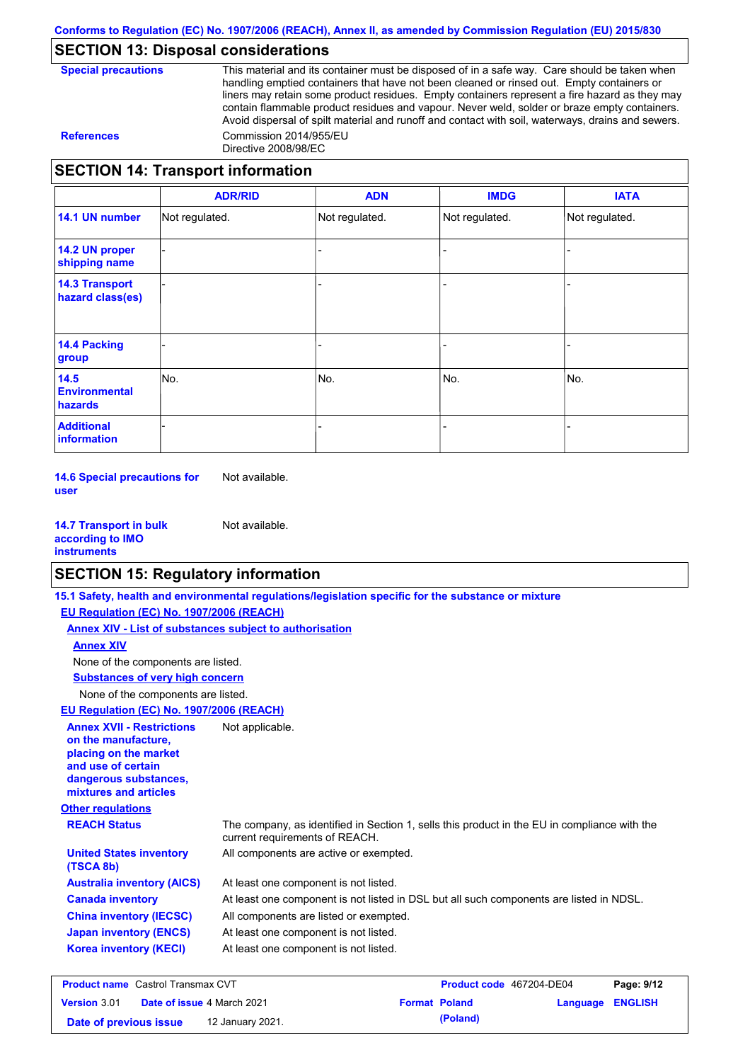## SECTION 13: Disposal considerations

**Special precautions** This material and its container must be disposed of in a safe way. Care should be taken when handling emptied containers that have not been cleaned or rinsed out. Empty containers or liners may retain some product residues. Empty containers represent a fire hazard as they may contain flammable product residues and vapour. Never weld, solder or braze empty containers. Avoid dispersal of spilt material and runoff and contact with soil, waterways, drains and sewers.

**References** Commission 2014/955/EU
Directive 2008/98/EC

## SECTION 14: Transport information

| | ADR/RID | ADN | IMDG | IATA |
|---|---|---|---|---|
| **14.1 UN number** | Not regulated. | Not regulated. | Not regulated. | Not regulated. |
| **14.2 UN proper shipping name** | - | - | - | - |
| **14.3 Transport hazard class(es)** | - | - | - | - |
| **14.4 Packing group** | - | - | - | - |
| **14.5 Environmental hazards** | No. | No. | No. | No. |
| **Additional information** | - | - | - | - |

**14.6 Special precautions for user** Not available.

**14.7 Transport in bulk according to IMO instruments** Not available.

## SECTION 15: Regulatory information

**15.1 Safety, health and environmental regulations/legislation specific for the substance or mixture**

**EU Regulation (EC) No. 1907/2006 (REACH)**

**Annex XIV - List of substances subject to authorisation**

**Annex XIV**

None of the components are listed.

**Substances of very high concern**

None of the components are listed.

**EU Regulation (EC) No. 1907/2006 (REACH)**

**Annex XVII - Restrictions on the manufacture, placing on the market and use of certain dangerous substances, mixtures and articles** Not applicable.

**Other regulations**

**REACH Status** The company, as identified in Section 1, sells this product in the EU in compliance with the current requirements of REACH.

**United States inventory (TSCA 8b)** All components are active or exempted.

**Australia inventory (AICS)** At least one component is not listed.

**Canada inventory** At least one component is not listed in DSL but all such components are listed in NDSL.

**China inventory (IECSC)** All components are listed or exempted.

**Japan inventory (ENCS)** At least one component is not listed.

**Korea inventory (KECI)** At least one component is not listed.

| **Product name** Castrol Transmax CVT | **Product code** 467204-DE04 | **Page:** 9/12 |
|---|---|---|
| **Version** 3.01 **Date of issue** 4 March 2021 | **Format** Poland (Poland) | **Language** ENGLISH |
| **Date of previous issue** 12 January 2021. | | |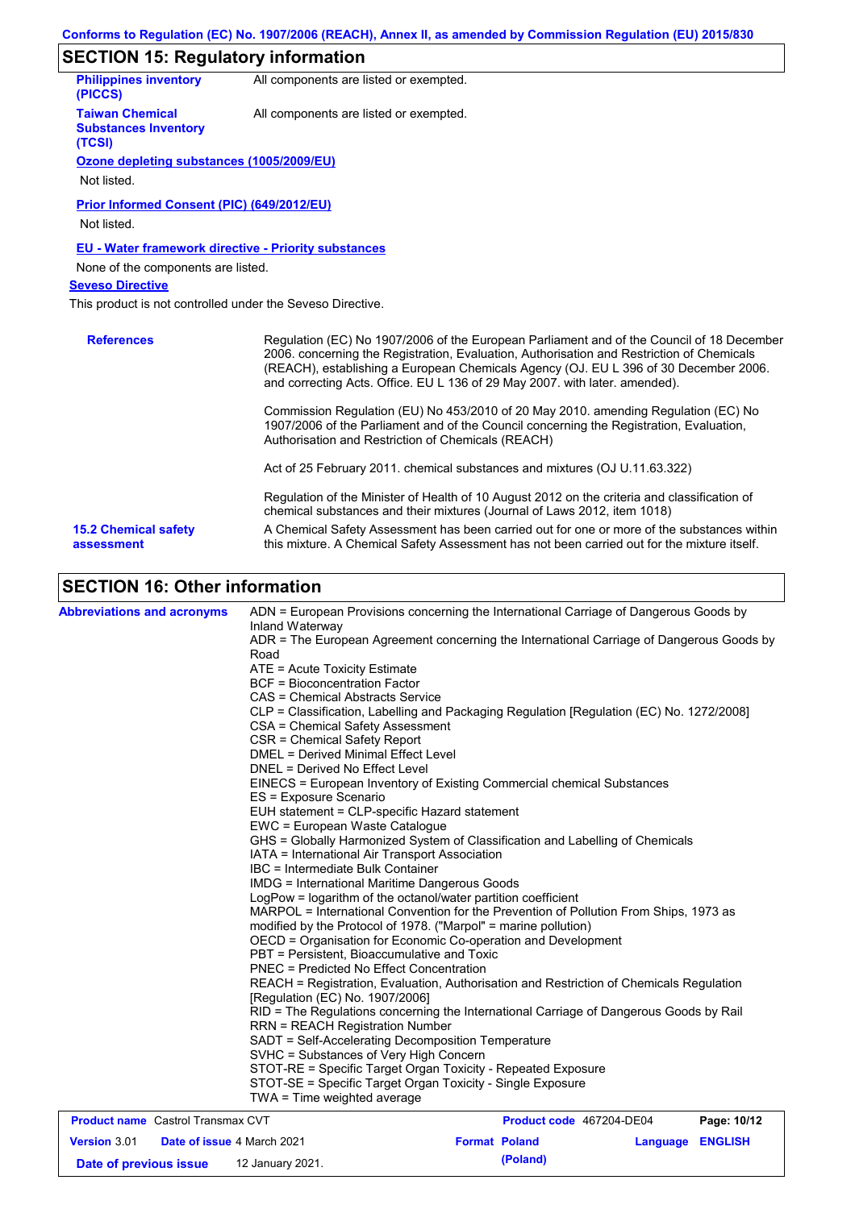## SECTION 15: Regulatory information

**Philippines inventory (PICCS)** All components are listed or exempted.

**Taiwan Chemical Substances Inventory (TCSI)** All components are listed or exempted.

**Ozone depleting substances (1005/2009/EU)**

Not listed.

**Prior Informed Consent (PIC) (649/2012/EU)**

Not listed.

**EU - Water framework directive - Priority substances**

None of the components are listed.

**Seveso Directive**

This product is not controlled under the Seveso Directive.

**References**

Regulation (EC) No 1907/2006 of the European Parliament and of the Council of 18 December 2006. concerning the Registration, Evaluation, Authorisation and Restriction of Chemicals (REACH), establishing a European Chemicals Agency (OJ. EU L 396 of 30 December 2006. and correcting Acts. Office. EU L 136 of 29 May 2007. with later. amended).

Commission Regulation (EU) No 453/2010 of 20 May 2010. amending Regulation (EC) No 1907/2006 of the Parliament and of the Council concerning the Registration, Evaluation, Authorisation and Restriction of Chemicals (REACH)

Act of 25 February 2011. chemical substances and mixtures (OJ U.11.63.322)

Regulation of the Minister of Health of 10 August 2012 on the criteria and classification of chemical substances and their mixtures (Journal of Laws 2012, item 1018)

**15.2 Chemical safety assessment**

A Chemical Safety Assessment has been carried out for one or more of the substances within this mixture. A Chemical Safety Assessment has not been carried out for the mixture itself.

## SECTION 16: Other information

**Abbreviations and acronyms**

ADN = European Provisions concerning the International Carriage of Dangerous Goods by Inland Waterway
ADR = The European Agreement concerning the International Carriage of Dangerous Goods by Road
ATE = Acute Toxicity Estimate
BCF = Bioconcentration Factor
CAS = Chemical Abstracts Service
CLP = Classification, Labelling and Packaging Regulation [Regulation (EC) No. 1272/2008]
CSA = Chemical Safety Assessment
CSR = Chemical Safety Report
DMEL = Derived Minimal Effect Level
DNEL = Derived No Effect Level
EINECS = European Inventory of Existing Commercial chemical Substances
ES = Exposure Scenario
EUH statement = CLP-specific Hazard statement
EWC = European Waste Catalogue
GHS = Globally Harmonized System of Classification and Labelling of Chemicals
IATA = International Air Transport Association
IBC = Intermediate Bulk Container
IMDG = International Maritime Dangerous Goods
LogPow = logarithm of the octanol/water partition coefficient
MARPOL = International Convention for the Prevention of Pollution From Ships, 1973 as modified by the Protocol of 1978. ("Marpol" = marine pollution)
OECD = Organisation for Economic Co-operation and Development
PBT = Persistent, Bioaccumulative and Toxic
PNEC = Predicted No Effect Concentration
REACH = Registration, Evaluation, Authorisation and Restriction of Chemicals Regulation [Regulation (EC) No. 1907/2006]
RID = The Regulations concerning the International Carriage of Dangerous Goods by Rail
RRN = REACH Registration Number
SADT = Self-Accelerating Decomposition Temperature
SVHC = Substances of Very High Concern
STOT-RE = Specific Target Organ Toxicity - Repeated Exposure
STOT-SE = Specific Target Organ Toxicity - Single Exposure
TWA = Time weighted average

| **Product name** Castrol Transmax CVT | **Product code** 467204-DE04 | **Page: 10/12** |
|---|---|---|
| **Version** 3.01 **Date of issue** 4 March 2021 | **Format Poland (Poland)** | **Language ENGLISH** |
| **Date of previous issue** 12 January 2021. | | |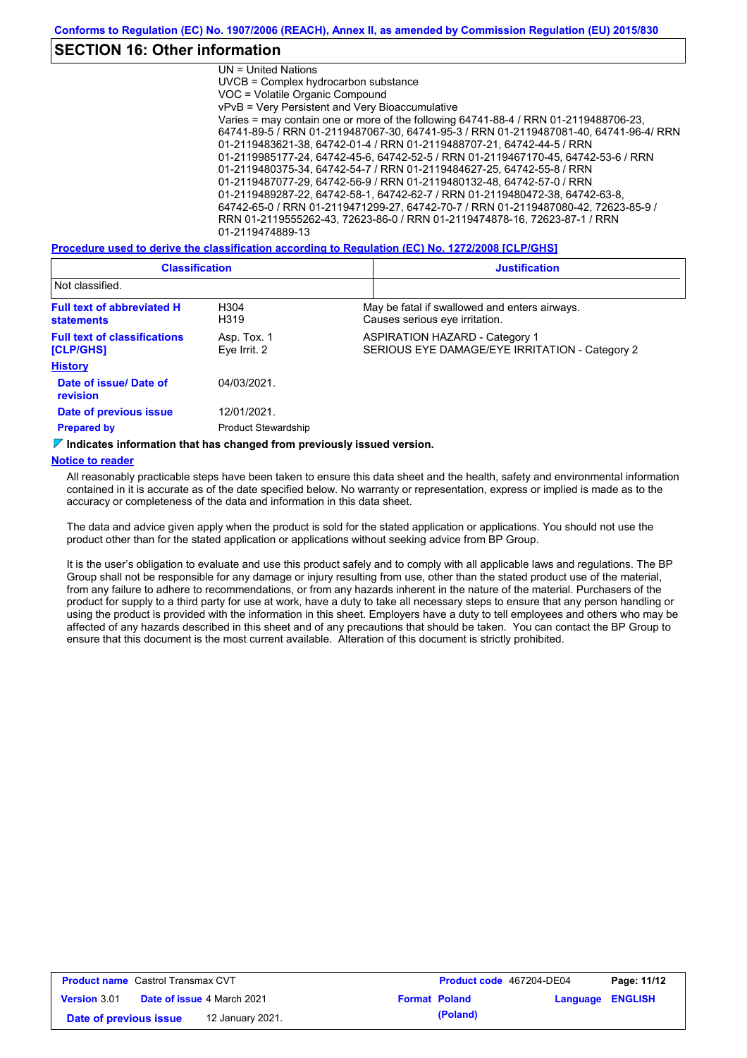## SECTION 16: Other information

UN = United Nations
UVCB = Complex hydrocarbon substance
VOC = Volatile Organic Compound
vPvB = Very Persistent and Very Bioaccumulative
Varies = may contain one or more of the following 64741-88-4 / RRN 01-2119488706-23, 64741-89-5 / RRN 01-2119487067-30, 64741-95-3 / RRN 01-2119487081-40, 64741-96-4/ RRN 01-2119483621-38, 64742-01-4 / RRN 01-2119488707-21, 64742-44-5 / RRN 01-2119985177-24, 64742-45-6, 64742-52-5 / RRN 01-2119467170-45, 64742-53-6 / RRN 01-2119480375-34, 64742-54-7 / RRN 01-2119484627-25, 64742-55-8 / RRN 01-2119487077-29, 64742-56-9 / RRN 01-2119480132-48, 64742-57-0 / RRN 01-2119489287-22, 64742-58-1, 64742-62-7 / RRN 01-2119480472-38, 64742-63-8, 64742-65-0 / RRN 01-2119471299-27, 64742-70-7 / RRN 01-2119487080-42, 72623-85-9 / RRN 01-2119555262-43, 72623-86-0 / RRN 01-2119474878-16, 72623-87-1 / RRN 01-2119474889-13

**Procedure used to derive the classification according to Regulation (EC) No. 1272/2008 [CLP/GHS]**

| Classification | Justification |
|---|---|
| Not classified. | |

| | | |
|---|---|---|
| **Full text of abbreviated H statements** | H304<br>H319 | May be fatal if swallowed and enters airways.<br>Causes serious eye irritation. |
| **Full text of classifications [CLP/GHS]** | Asp. Tox. 1<br>Eye Irrit. 2 | ASPIRATION HAZARD - Category 1<br>SERIOUS EYE DAMAGE/EYE IRRITATION - Category 2 |

**History**

| | |
|---|---|
| **Date of issue/ Date of revision** | 04/03/2021. |
| **Date of previous issue** | 12/01/2021. |
| **Prepared by** | Product Stewardship |

**Indicates information that has changed from previously issued version.**

**Notice to reader**

All reasonably practicable steps have been taken to ensure this data sheet and the health, safety and environmental information contained in it is accurate as of the date specified below. No warranty or representation, express or implied is made as to the accuracy or completeness of the data and information in this data sheet.

The data and advice given apply when the product is sold for the stated application or applications. You should not use the product other than for the stated application or applications without seeking advice from BP Group.

It is the user's obligation to evaluate and use this product safely and to comply with all applicable laws and regulations. The BP Group shall not be responsible for any damage or injury resulting from use, other than the stated product use of the material, from any failure to adhere to recommendations, or from any hazards inherent in the nature of the material. Purchasers of the product for supply to a third party for use at work, have a duty to take all necessary steps to ensure that any person handling or using the product is provided with the information in this sheet. Employers have a duty to tell employees and others who may be affected of any hazards described in this sheet and of any precautions that should be taken. You can contact the BP Group to ensure that this document is the most current available. Alteration of this document is strictly prohibited.